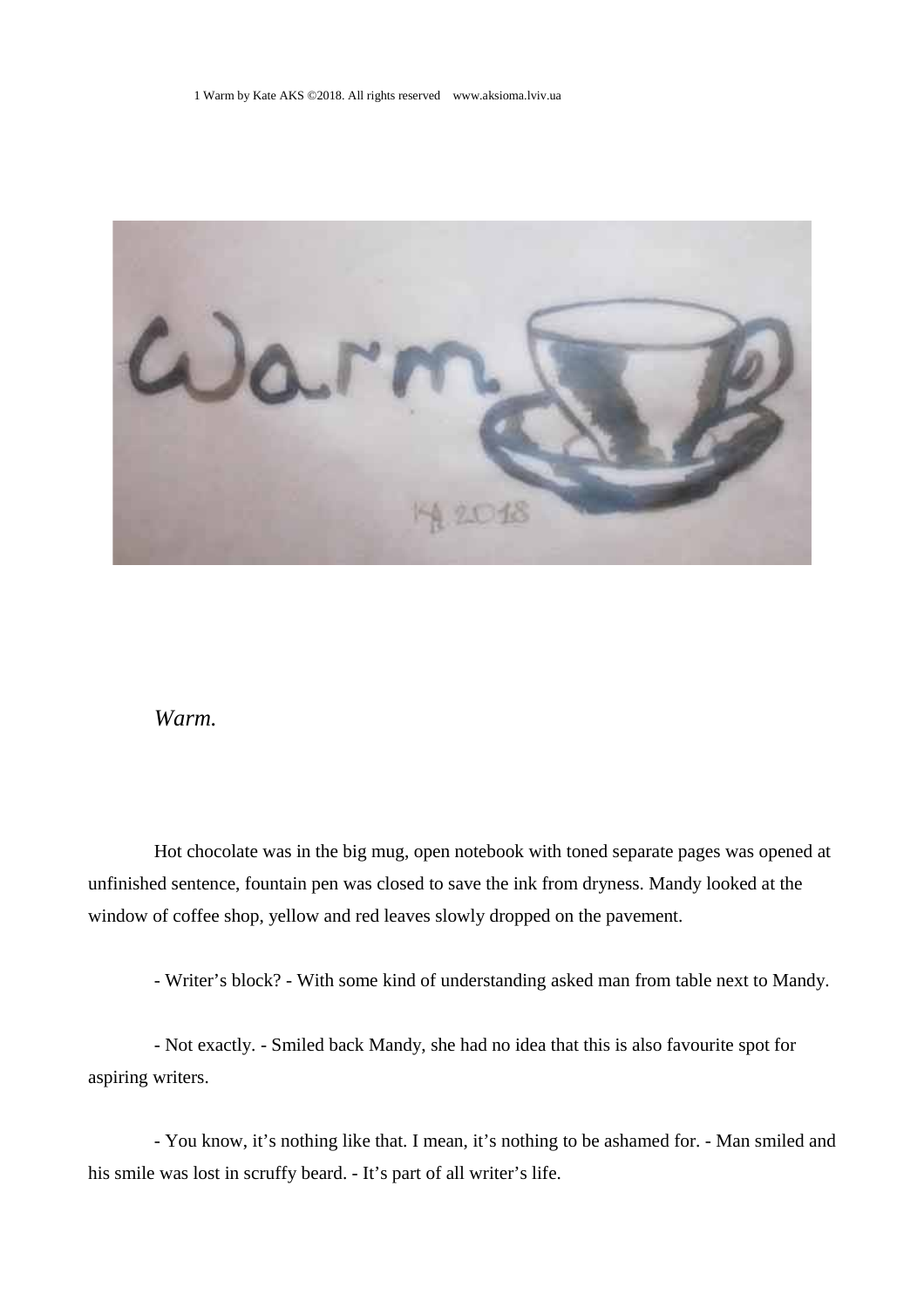*Warm.*

Hot chocolate was in the big mug, open notebook with toned separate pages was opened at unfinished sentence, fountain pen was closed to save the ink from dryness. Mandy looked at the window of coffee shop, yellow and red leaves slowly dropped on the pavement.

- Writer's block? - With some kind of understanding asked man from table next to Mandy.

- Not exactly. - Smiled back Mandy, she had no idea that this is also favourite spot for aspiring writers.

- You know, it's nothing like that. I mean, it's nothing to be ashamed for. - Man smiled and his smile was lost in scruffy beard. - It's part of all writer's life.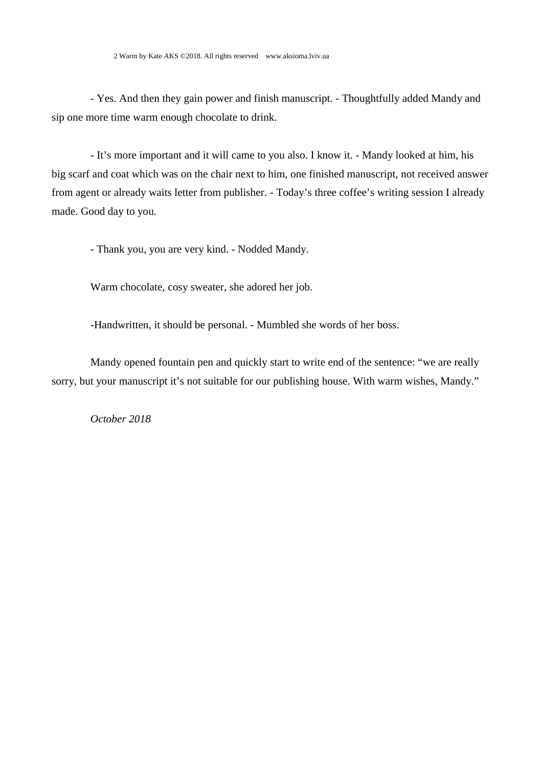- Yes. And then they gain power and finish manuscript. - Thoughtfully added Mandy and sip one more time warm enough chocolate to drink.

- It's more important and it will came to you also. I know it. - Mandy looked at him, his big scarf and coat which was on the chair next to him, one finished manuscript, not received answer from agent or already waits letter from publisher. - Today's three coffee's writing session I already made. Good day to you.

- Thank you, you are very kind. - Nodded Mandy.

Warm chocolate, cosy sweater, she adored her job.

-Handwritten, it should be personal. - Mumbled she words of her boss.

Mandy opened fountain pen and quickly start to write end of the sentence: "we are really sorry, but your manuscript it's not suitable for our publishing house. With warm wishes, Mandy."

*October 2018*